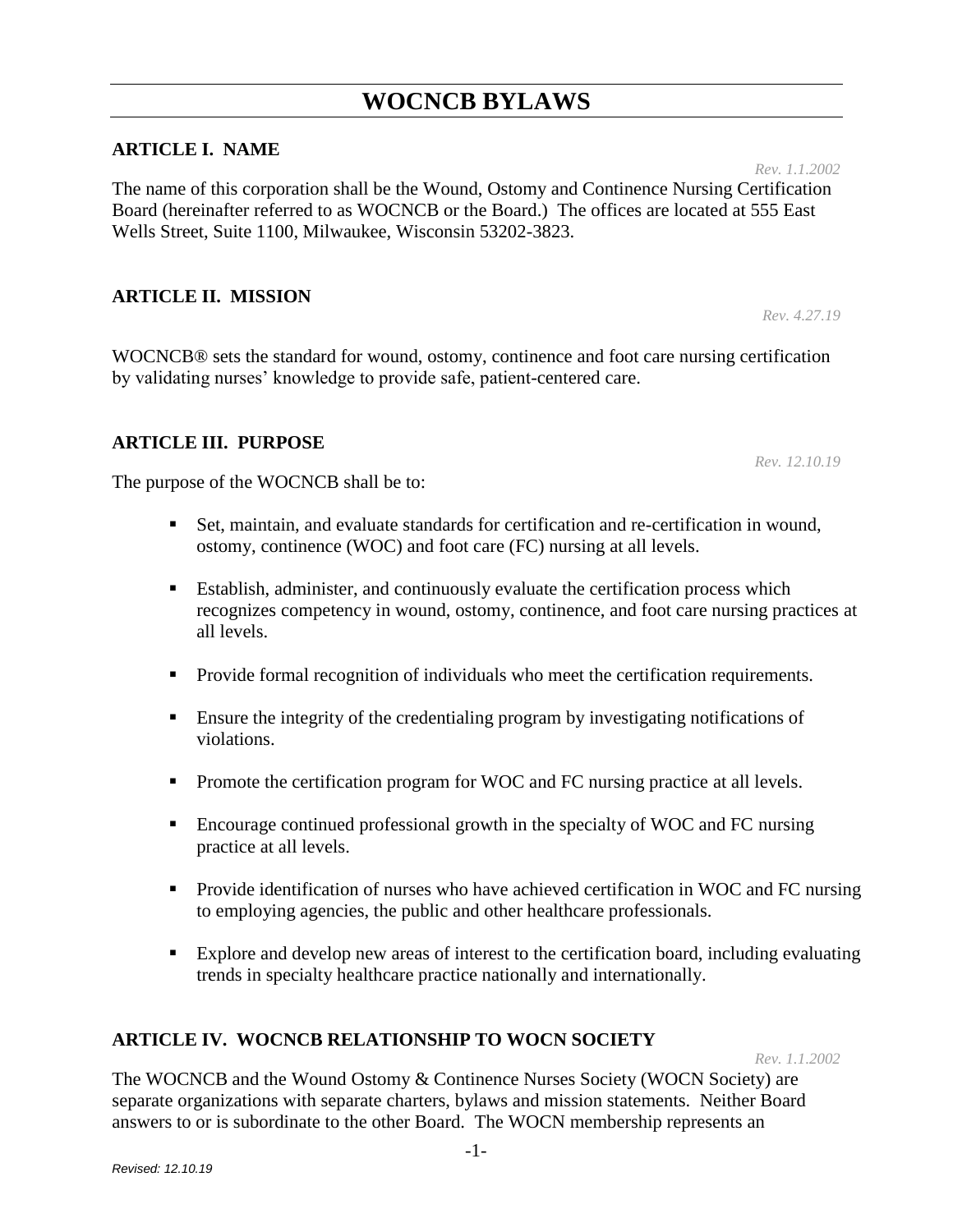# WOCNCB BYLAWS

## ARTICLE I. NAME

*Rev. 1.1.2002*

The name of this corporation shall be the Wound, Ostomy and Continence Nursing Certification Board (hereinafter referred to as WOCNCB or the Board.) The offices are located at 555 East Wells Street, Suite 1100, Milwaukee, Wisconsin 53202-3823.

## ARTICLE II. MISSION

*Rev. 4.27.19*

WOCNCB® sets the standard for wound, ostomy, continence and foot care nursing certification by validating nurses' knowledge to provide safe, patient-centered care.

## ARTICLE III. PURPOSE

*Rev. 12.10.19*

The purpose of the WOCNCB shall be to:

- Set, maintain, and evaluate standards for certification and re-certification in wound, ostomy, continence (WOC) and foot care (FC) nursing at all levels.
- Establish, administer, and continuously evaluate the certification process which recognizes competency in wound, ostomy, continence, and foot care nursing practices at all levels.
- Provide formal recognition of individuals who meet the certification requirements.
- Ensure the integrity of the credentialing program by investigating notifications of violations.
- Promote the certification program for WOC and FC nursing practice at all levels.
- Encourage continued professional growth in the specialty of WOC and FC nursing practice at all levels.
- Provide identification of nurses who have achieved certification in WOC and FC nursing to employing agencies, the public and other healthcare professionals.
- Explore and develop new areas of interest to the certification board, including evaluating trends in specialty healthcare practice nationally and internationally.

## ARTICLE IV. WOCNCB RELATIONSHIP TO WOCN SOCIETY

*Rev. 1.1.2002*

The WOCNCB and the Wound Ostomy & Continence Nurses Society (WOCN Society) are separate organizations with separate charters, bylaws and mission statements. Neither Board answers to or is subordinate to the other Board. The WOCN membership represents an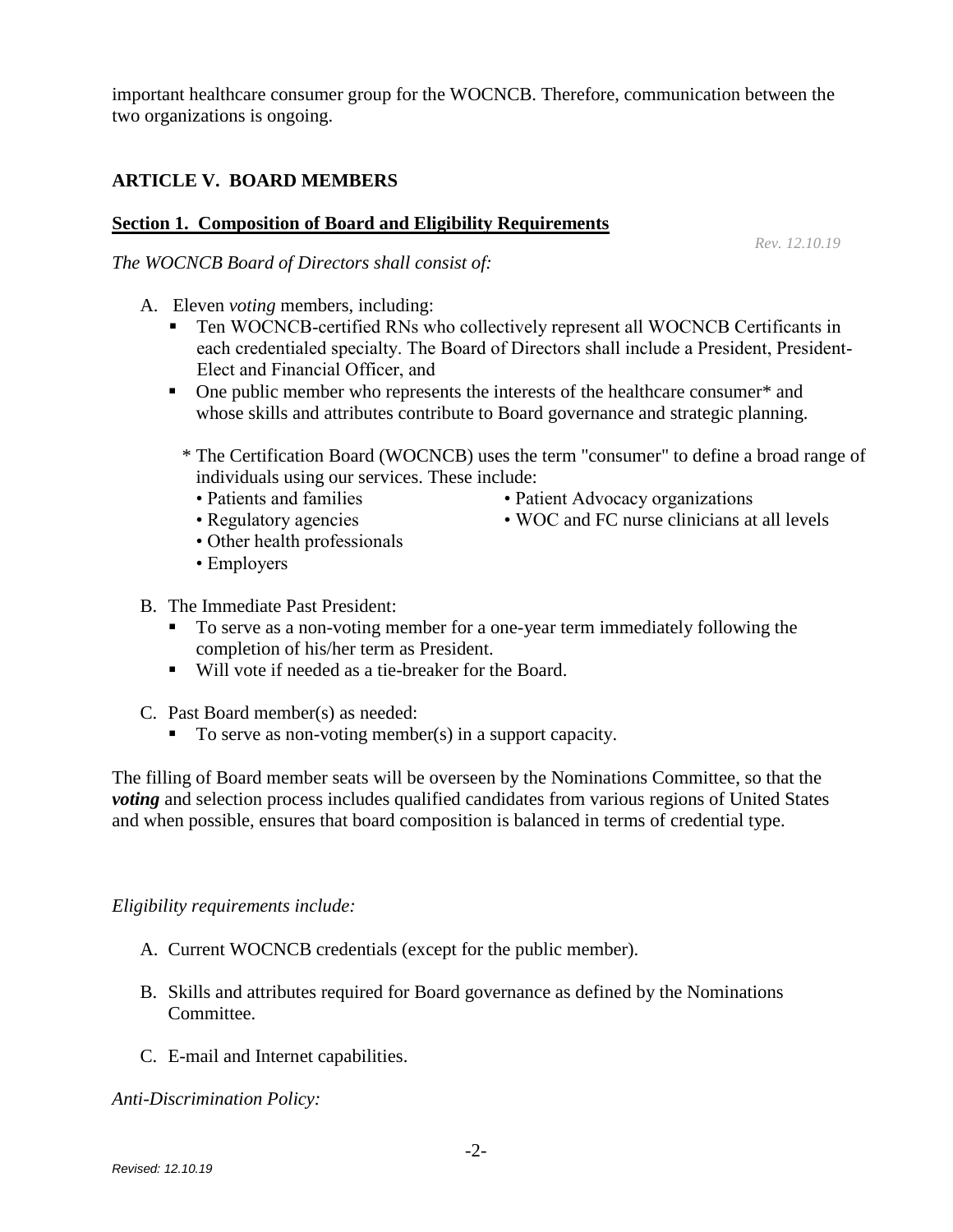important healthcare consumer group for the WOCNCB. Therefore, communication between the two organizations is ongoing.

## ARTICLE V. BOARD MEMBERS

### Section 1. Composition of Board and Eligibility Requirements

*Rev. 12.10.19*

*The WOCNCB Board of Directors shall consist of:*

A. Eleven *voting* members, including:
   - Ten WOCNCB-certified RNs who collectively represent all WOCNCB Certificants in each credentialed specialty. The Board of Directors shall include a President, President-Elect and Financial Officer, and
   - One public member who represents the interests of the healthcare consumer* and whose skills and attributes contribute to Board governance and strategic planning.

   \* The Certification Board (WOCNCB) uses the term "consumer" to define a broad range of individuals using our services. These include:
   - Patients and families
   - Regulatory agencies
   - Other health professionals
   - Employers
   - Patient Advocacy organizations
   - WOC and FC nurse clinicians at all levels

B. The Immediate Past President:
   - To serve as a non-voting member for a one-year term immediately following the completion of his/her term as President.
   - Will vote if needed as a tie-breaker for the Board.

C. Past Board member(s) as needed:
   - To serve as non-voting member(s) in a support capacity.

The filling of Board member seats will be overseen by the Nominations Committee, so that the ***voting*** and selection process includes qualified candidates from various regions of United States and when possible, ensures that board composition is balanced in terms of credential type.

*Eligibility requirements include:*

A. Current WOCNCB credentials (except for the public member).

B. Skills and attributes required for Board governance as defined by the Nominations Committee.

C. E-mail and Internet capabilities.

*Anti-Discrimination Policy:*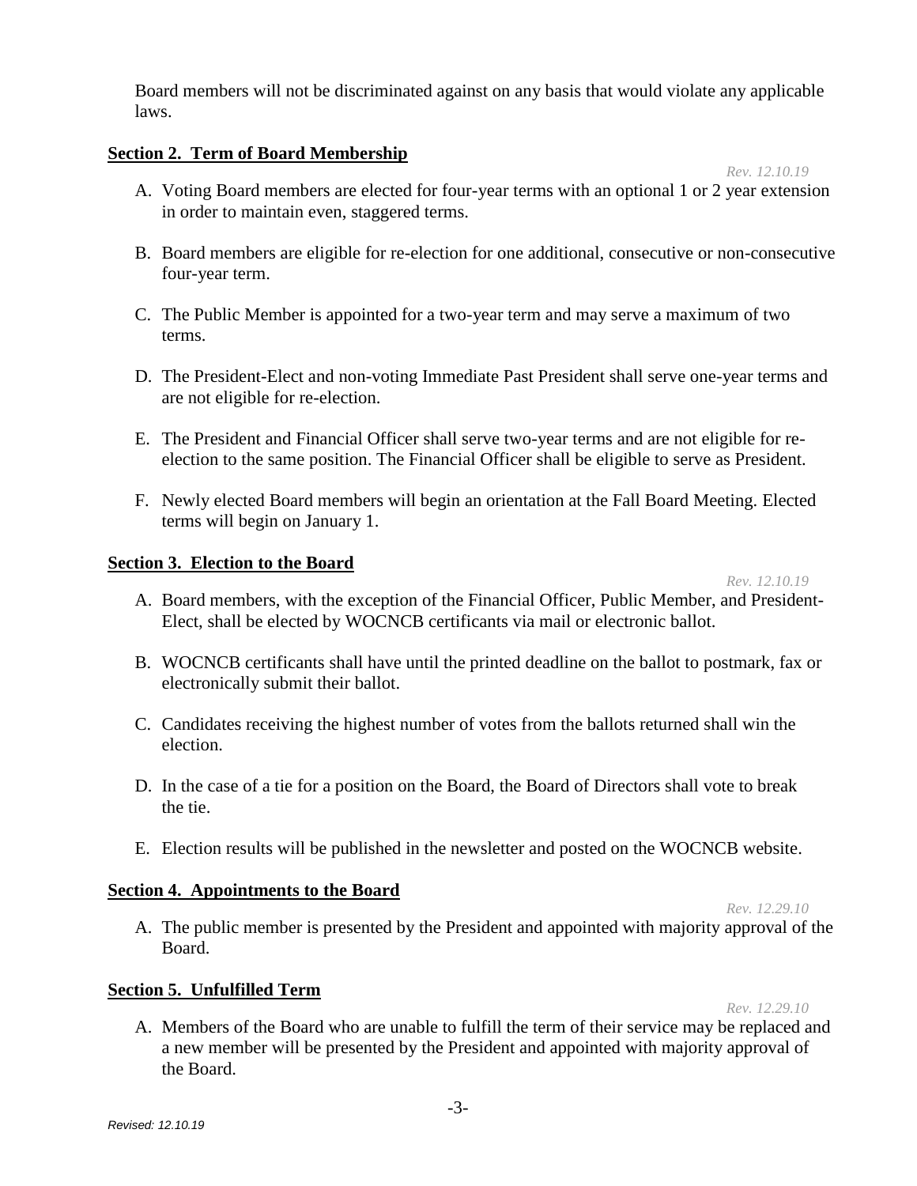Board members will not be discriminated against on any basis that would violate any applicable laws.

**Section 2. Term of Board Membership**

*Rev. 12.10.19*

A. Voting Board members are elected for four-year terms with an optional 1 or 2 year extension in order to maintain even, staggered terms.

B. Board members are eligible for re-election for one additional, consecutive or non-consecutive four-year term.

C. The Public Member is appointed for a two-year term and may serve a maximum of two terms.

D. The President-Elect and non-voting Immediate Past President shall serve one-year terms and are not eligible for re-election.

E. The President and Financial Officer shall serve two-year terms and are not eligible for re-election to the same position. The Financial Officer shall be eligible to serve as President.

F. Newly elected Board members will begin an orientation at the Fall Board Meeting. Elected terms will begin on January 1.

**Section 3. Election to the Board**

*Rev. 12.10.19*

A. Board members, with the exception of the Financial Officer, Public Member, and President-Elect, shall be elected by WOCNCB certificants via mail or electronic ballot.

B. WOCNCB certificants shall have until the printed deadline on the ballot to postmark, fax or electronically submit their ballot.

C. Candidates receiving the highest number of votes from the ballots returned shall win the election.

D. In the case of a tie for a position on the Board, the Board of Directors shall vote to break the tie.

E. Election results will be published in the newsletter and posted on the WOCNCB website.

**Section 4. Appointments to the Board**

*Rev. 12.29.10*

A. The public member is presented by the President and appointed with majority approval of the Board.

**Section 5. Unfulfilled Term**

*Rev. 12.29.10*

A. Members of the Board who are unable to fulfill the term of their service may be replaced and a new member will be presented by the President and appointed with majority approval of the Board.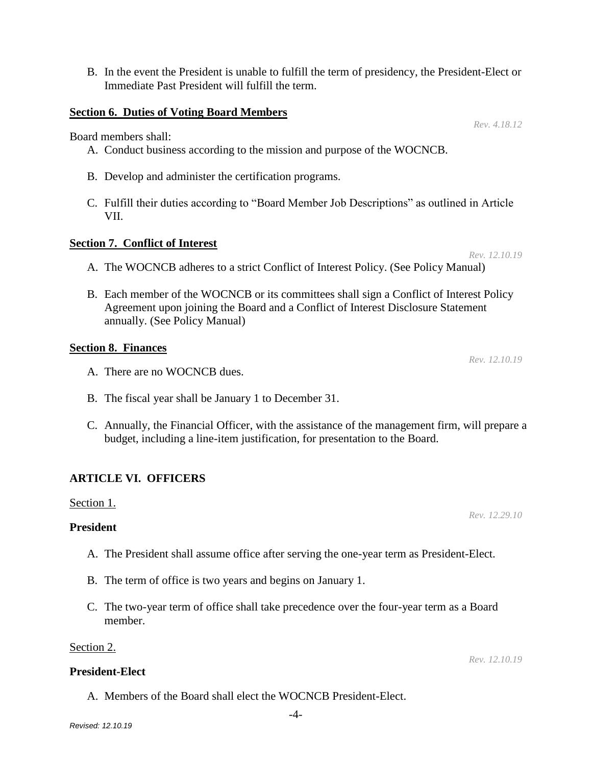B. In the event the President is unable to fulfill the term of presidency, the President-Elect or Immediate Past President will fulfill the term.

**Section 6. Duties of Voting Board Members**

*Rev. 4.18.12*

Board members shall:

A. Conduct business according to the mission and purpose of the WOCNCB.

B. Develop and administer the certification programs.

C. Fulfill their duties according to “Board Member Job Descriptions” as outlined in Article VII.

**Section 7. Conflict of Interest**

*Rev. 12.10.19*

A. The WOCNCB adheres to a strict Conflict of Interest Policy. (See Policy Manual)

B. Each member of the WOCNCB or its committees shall sign a Conflict of Interest Policy Agreement upon joining the Board and a Conflict of Interest Disclosure Statement annually. (See Policy Manual)

**Section 8. Finances**

*Rev. 12.10.19*

A. There are no WOCNCB dues.

B. The fiscal year shall be January 1 to December 31.

C. Annually, the Financial Officer, with the assistance of the management firm, will prepare a budget, including a line-item justification, for presentation to the Board.

## ARTICLE VI. OFFICERS

Section 1.

*Rev. 12.29.10*

**President**

A. The President shall assume office after serving the one-year term as President-Elect.

B. The term of office is two years and begins on January 1.

C. The two-year term of office shall take precedence over the four-year term as a Board member.

Section 2.

*Rev. 12.10.19*

**President-Elect**

A. Members of the Board shall elect the WOCNCB President-Elect.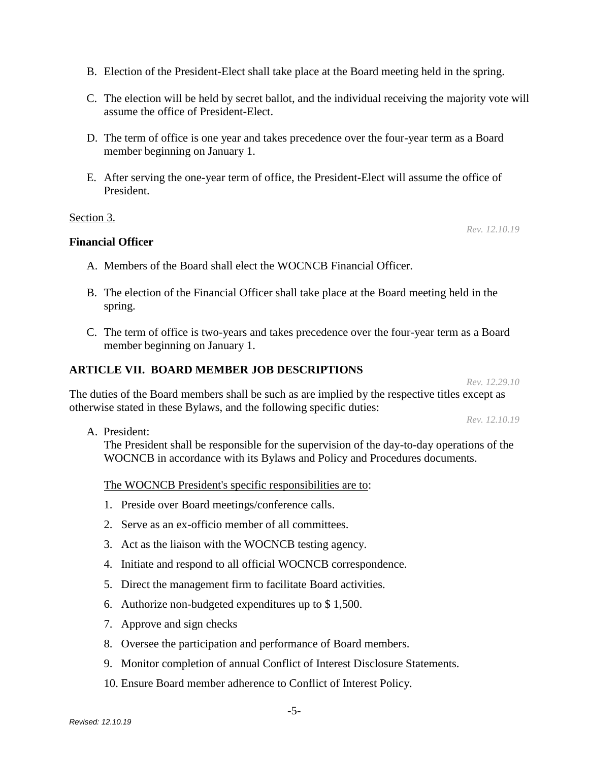B. Election of the President-Elect shall take place at the Board meeting held in the spring.

C. The election will be held by secret ballot, and the individual receiving the majority vote will assume the office of President-Elect.

D. The term of office is one year and takes precedence over the four-year term as a Board member beginning on January 1.

E. After serving the one-year term of office, the President-Elect will assume the office of President.

Section 3.

*Rev. 12.10.19*

**Financial Officer**

A. Members of the Board shall elect the WOCNCB Financial Officer.

B. The election of the Financial Officer shall take place at the Board meeting held in the spring.

C. The term of office is two-years and takes precedence over the four-year term as a Board member beginning on January 1.

## ARTICLE VII. BOARD MEMBER JOB DESCRIPTIONS

*Rev. 12.29.10*

The duties of the Board members shall be such as are implied by the respective titles except as otherwise stated in these Bylaws, and the following specific duties:

*Rev. 12.10.19*

A. President:
The President shall be responsible for the supervision of the day-to-day operations of the WOCNCB in accordance with its Bylaws and Policy and Procedures documents.

The WOCNCB President's specific responsibilities are to:

1. Preside over Board meetings/conference calls.
2. Serve as an ex-officio member of all committees.
3. Act as the liaison with the WOCNCB testing agency.
4. Initiate and respond to all official WOCNCB correspondence.
5. Direct the management firm to facilitate Board activities.
6. Authorize non-budgeted expenditures up to $ 1,500.
7. Approve and sign checks
8. Oversee the participation and performance of Board members.
9. Monitor completion of annual Conflict of Interest Disclosure Statements.
10. Ensure Board member adherence to Conflict of Interest Policy.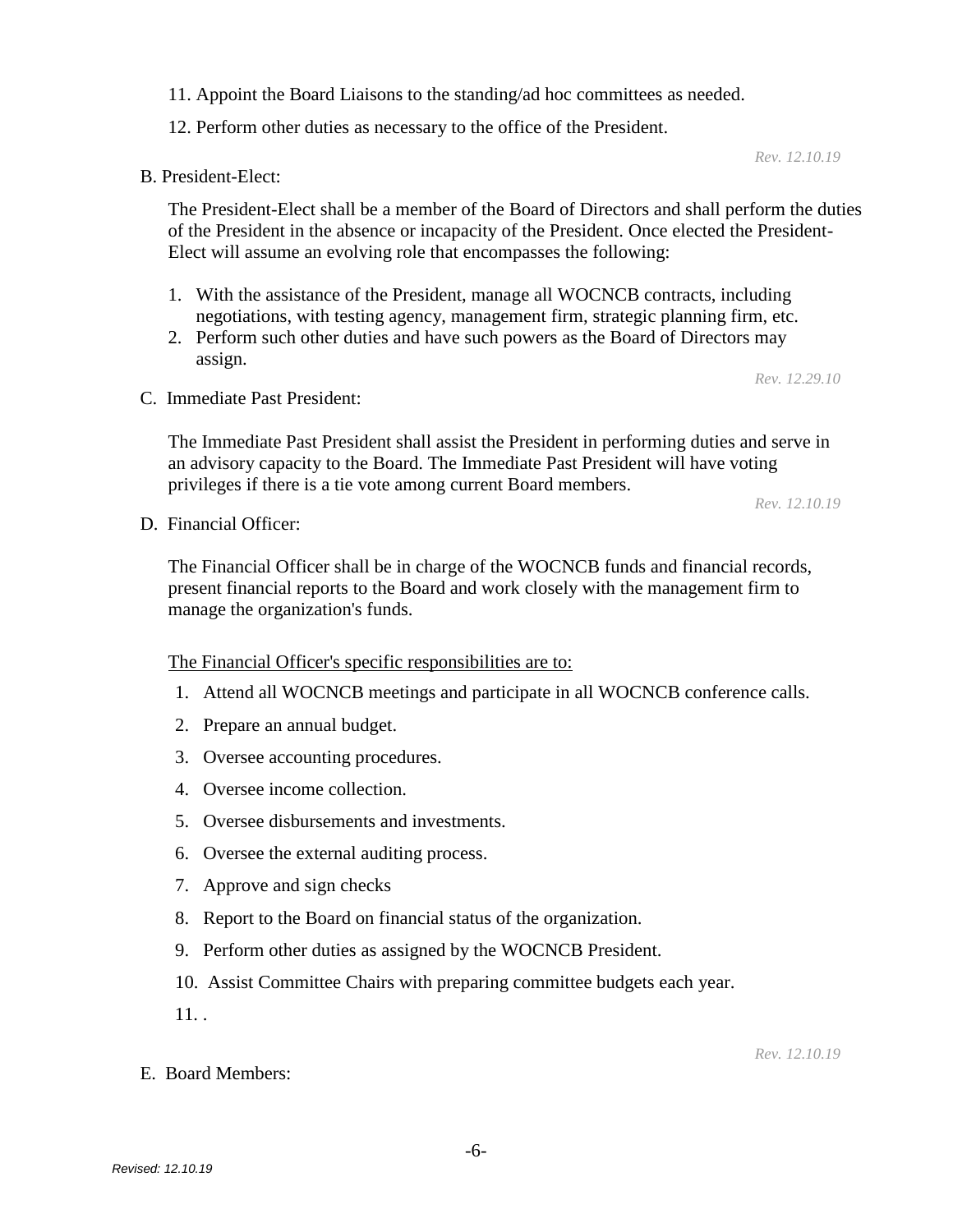11. Appoint the Board Liaisons to the standing/ad hoc committees as needed.

12. Perform other duties as necessary to the office of the President.

*Rev. 12.10.19*

B. President-Elect:

The President-Elect shall be a member of the Board of Directors and shall perform the duties of the President in the absence or incapacity of the President. Once elected the President-Elect will assume an evolving role that encompasses the following:

1. With the assistance of the President, manage all WOCNCB contracts, including negotiations, with testing agency, management firm, strategic planning firm, etc.
2. Perform such other duties and have such powers as the Board of Directors may assign.

*Rev. 12.29.10*

C. Immediate Past President:

The Immediate Past President shall assist the President in performing duties and serve in an advisory capacity to the Board. The Immediate Past President will have voting privileges if there is a tie vote among current Board members.

*Rev. 12.10.19*

D. Financial Officer:

The Financial Officer shall be in charge of the WOCNCB funds and financial records, present financial reports to the Board and work closely with the management firm to manage the organization's funds.

<u>The Financial Officer's specific responsibilities are to:</u>

1. Attend all WOCNCB meetings and participate in all WOCNCB conference calls.
2. Prepare an annual budget.
3. Oversee accounting procedures.
4. Oversee income collection.
5. Oversee disbursements and investments.
6. Oversee the external auditing process.
7. Approve and sign checks
8. Report to the Board on financial status of the organization.
9. Perform other duties as assigned by the WOCNCB President.
10. Assist Committee Chairs with preparing committee budgets each year.
11. .

*Rev. 12.10.19*

E. Board Members: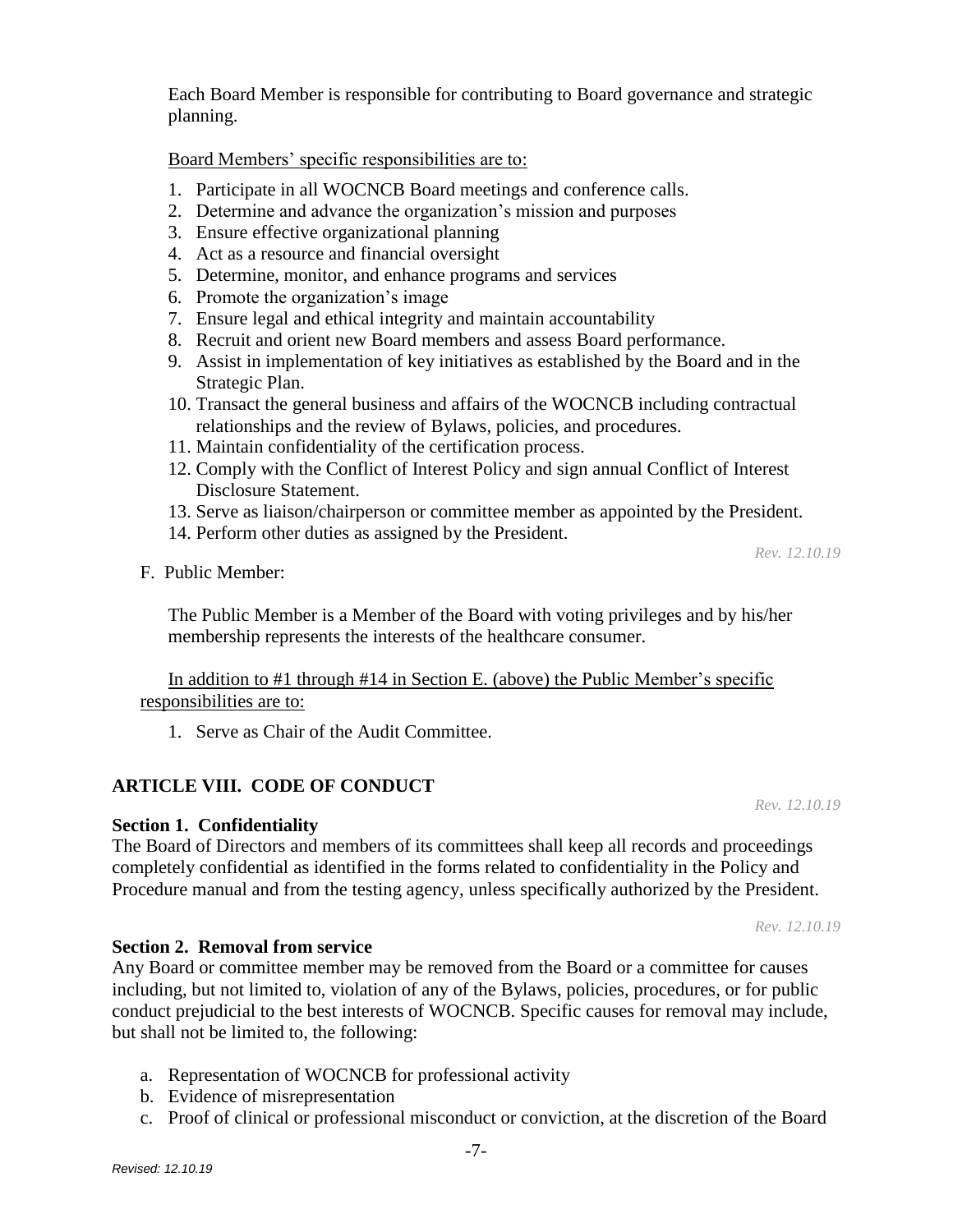Each Board Member is responsible for contributing to Board governance and strategic planning.

Board Members' specific responsibilities are to:

1. Participate in all WOCNCB Board meetings and conference calls.
2. Determine and advance the organization's mission and purposes
3. Ensure effective organizational planning
4. Act as a resource and financial oversight
5. Determine, monitor, and enhance programs and services
6. Promote the organization's image
7. Ensure legal and ethical integrity and maintain accountability
8. Recruit and orient new Board members and assess Board performance.
9. Assist in implementation of key initiatives as established by the Board and in the Strategic Plan.
10. Transact the general business and affairs of the WOCNCB including contractual relationships and the review of Bylaws, policies, and procedures.
11. Maintain confidentiality of the certification process.
12. Comply with the Conflict of Interest Policy and sign annual Conflict of Interest Disclosure Statement.
13. Serve as liaison/chairperson or committee member as appointed by the President.
14. Perform other duties as assigned by the President.

*Rev. 12.10.19*

F. Public Member:

The Public Member is a Member of the Board with voting privileges and by his/her membership represents the interests of the healthcare consumer.

In addition to #1 through #14 in Section E. (above) the Public Member's specific responsibilities are to:

1. Serve as Chair of the Audit Committee.

## ARTICLE VIII. CODE OF CONDUCT

*Rev. 12.10.19*

**Section 1. Confidentiality**

The Board of Directors and members of its committees shall keep all records and proceedings completely confidential as identified in the forms related to confidentiality in the Policy and Procedure manual and from the testing agency, unless specifically authorized by the President.

*Rev. 12.10.19*

**Section 2. Removal from service**

Any Board or committee member may be removed from the Board or a committee for causes including, but not limited to, violation of any of the Bylaws, policies, procedures, or for public conduct prejudicial to the best interests of WOCNCB. Specific causes for removal may include, but shall not be limited to, the following:

a. Representation of WOCNCB for professional activity
b. Evidence of misrepresentation
c. Proof of clinical or professional misconduct or conviction, at the discretion of the Board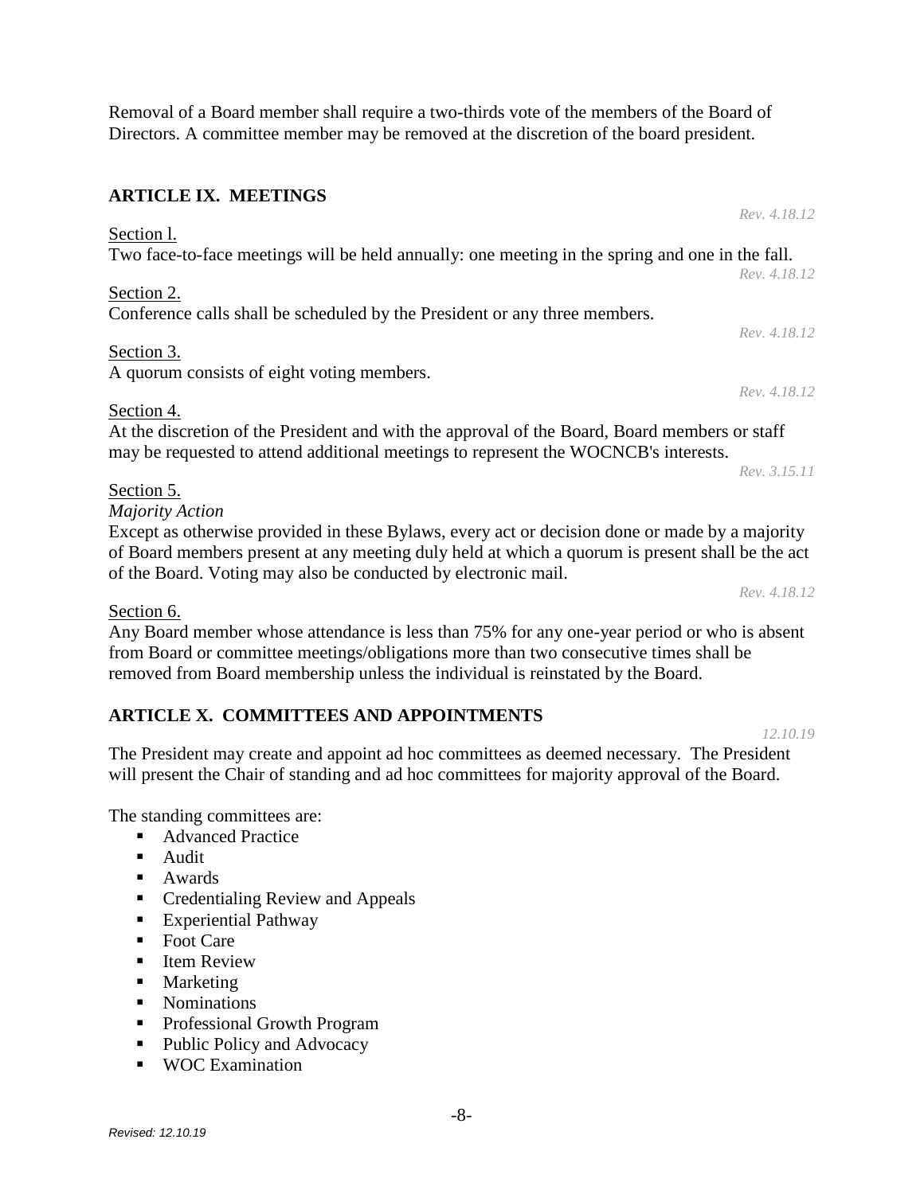Removal of a Board member shall require a two-thirds vote of the members of the Board of Directors. A committee member may be removed at the discretion of the board president.

## ARTICLE IX. MEETINGS

*Rev. 4.18.12*

Section l.
Two face-to-face meetings will be held annually: one meeting in the spring and one in the fall.

*Rev. 4.18.12*

Section 2.
Conference calls shall be scheduled by the President or any three members.

*Rev. 4.18.12*

Section 3.
A quorum consists of eight voting members.

*Rev. 4.18.12*

Section 4.
At the discretion of the President and with the approval of the Board, Board members or staff may be requested to attend additional meetings to represent the WOCNCB's interests.

*Rev. 3.15.11*

Section 5.
*Majority Action*
Except as otherwise provided in these Bylaws, every act or decision done or made by a majority of Board members present at any meeting duly held at which a quorum is present shall be the act of the Board. Voting may also be conducted by electronic mail.

*Rev. 4.18.12*

Section 6.
Any Board member whose attendance is less than 75% for any one-year period or who is absent from Board or committee meetings/obligations more than two consecutive times shall be removed from Board membership unless the individual is reinstated by the Board.

## ARTICLE X. COMMITTEES AND APPOINTMENTS

*12.10.19*

The President may create and appoint ad hoc committees as deemed necessary. The President will present the Chair of standing and ad hoc committees for majority approval of the Board.

The standing committees are:

- Advanced Practice
- Audit
- Awards
- Credentialing Review and Appeals
- Experiential Pathway
- Foot Care
- Item Review
- Marketing
- Nominations
- Professional Growth Program
- Public Policy and Advocacy
- WOC Examination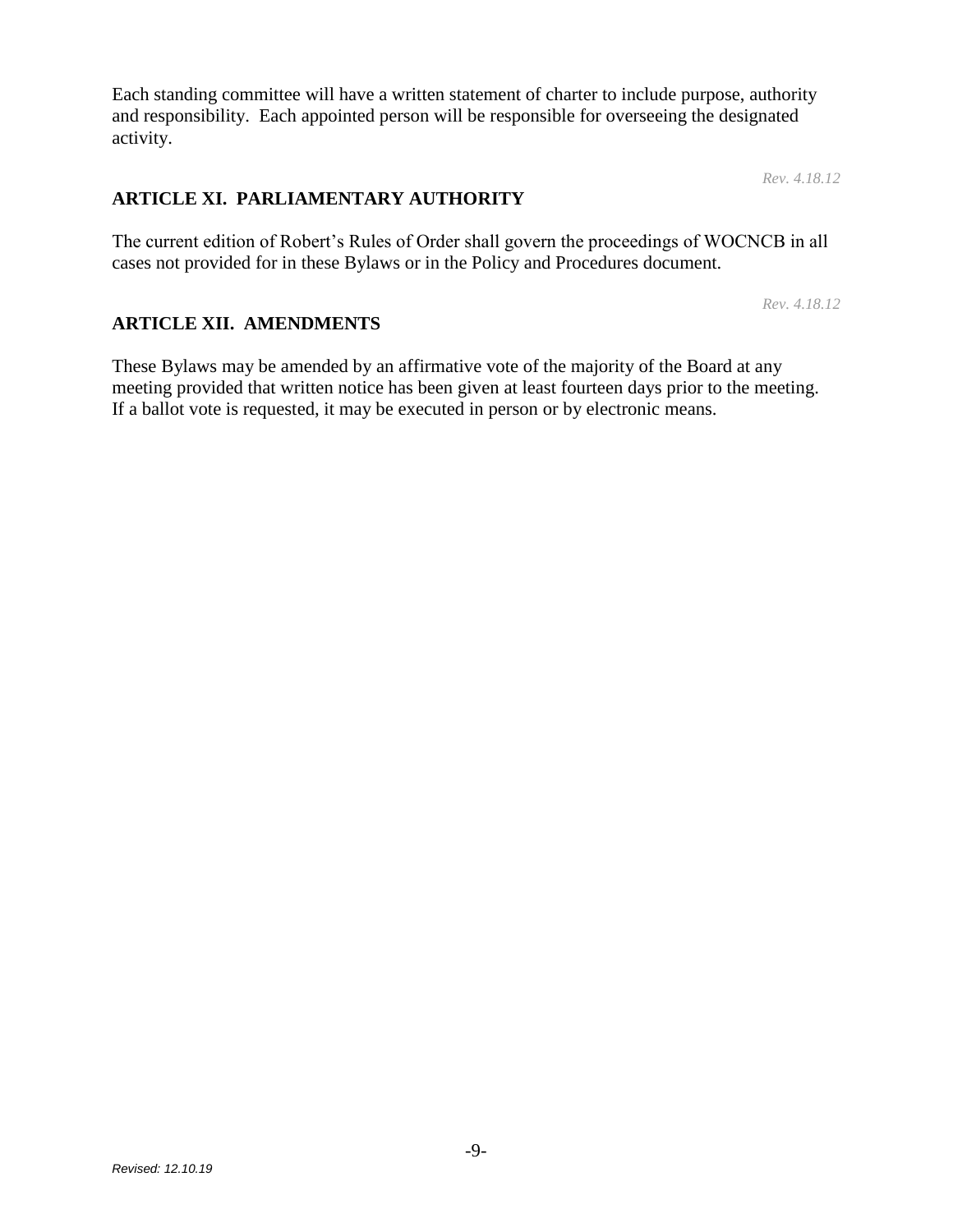Each standing committee will have a written statement of charter to include purpose, authority and responsibility. Each appointed person will be responsible for overseeing the designated activity.

*Rev. 4.18.12*

## ARTICLE XI. PARLIAMENTARY AUTHORITY

The current edition of Robert's Rules of Order shall govern the proceedings of WOCNCB in all cases not provided for in these Bylaws or in the Policy and Procedures document.

*Rev. 4.18.12*

## ARTICLE XII. AMENDMENTS

These Bylaws may be amended by an affirmative vote of the majority of the Board at any meeting provided that written notice has been given at least fourteen days prior to the meeting. If a ballot vote is requested, it may be executed in person or by electronic means.